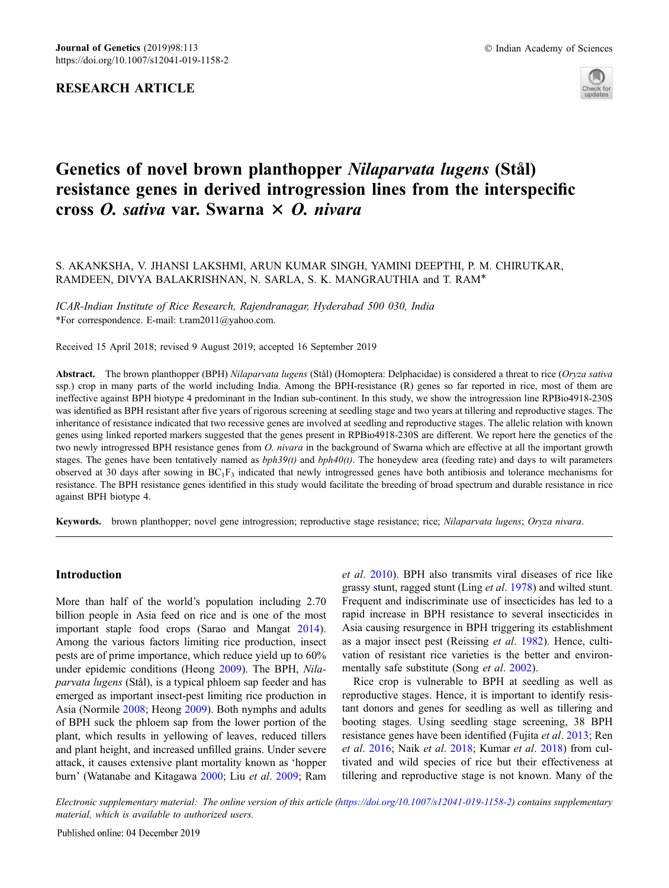**RESEARCH ARTICLE**

# Genetics of novel brown planthopper *Nilaparvata lugens* (Stål) resistance genes in derived introgression lines from the interspecific cross *O. sativa* var. Swarna × *O. nivara*

S. AKANKSHA, V. JHANSI LAKSHMI, ARUN KUMAR SINGH, YAMINI DEEPTHI, P. M. CHIRUTKAR, RAMDEEN, DIVYA BALAKRISHNAN, N. SARLA, S. K. MANGRAUTHIA and T. RAM*

*ICAR-Indian Institute of Rice Research, Rajendranagar, Hyderabad 500 030, India*
*For correspondence. E-mail: t.ram2011@yahoo.com.

Received 15 April 2018; revised 9 August 2019; accepted 16 September 2019

**Abstract.** The brown planthopper (BPH) *Nilaparvata lugens* (Stål) (Homoptera: Delphacidae) is considered a threat to rice (*Oryza sativa* ssp.) crop in many parts of the world including India. Among the BPH-resistance (R) genes so far reported in rice, most of them are ineffective against BPH biotype 4 predominant in the Indian sub-continent. In this study, we show the introgression line RPBio4918-230S was identified as BPH resistant after five years of rigorous screening at seedling stage and two years at tillering and reproductive stages. The inheritance of resistance indicated that two recessive genes are involved at seedling and reproductive stages. The allelic relation with known genes using linked reported markers suggested that the genes present in RPBio4918-230S are different. We report here the genetics of the two newly introgressed BPH resistance genes from *O. nivara* in the background of Swarna which are effective at all the important growth stages. The genes have been tentatively named as *bph39(t)* and *bph40(t)*. The honeydew area (feeding rate) and days to wilt parameters observed at 30 days after sowing in $BC_1F_3$ indicated that newly introgressed genes have both antibiosis and tolerance mechanisms for resistance. The BPH resistance genes identified in this study would facilitate the breeding of broad spectrum and durable resistance in rice against BPH biotype 4.

**Keywords.** brown planthopper; novel gene introgression; reproductive stage resistance; rice; *Nilaparvata lugens*; *Oryza nivara*.

## Introduction

More than half of the world's population including 2.70 billion people in Asia feed on rice and is one of the most important staple food crops (Sarao and Mangat 2014). Among the various factors limiting rice production, insect pests are of prime importance, which reduce yield up to 60% under epidemic conditions (Heong 2009). The BPH, *Nilaparvata lugens* (Stål), is a typical phloem sap feeder and has emerged as important insect-pest limiting rice production in Asia (Normile 2008; Heong 2009). Both nymphs and adults of BPH suck the phloem sap from the lower portion of the plant, which results in yellowing of leaves, reduced tillers and plant height, and increased unfilled grains. Under severe attack, it causes extensive plant mortality known as 'hopper burn' (Watanabe and Kitagawa 2000; Liu *et al*. 2009; Ram *et al*. 2010). BPH also transmits viral diseases of rice like grassy stunt, ragged stunt (Ling *et al*. 1978) and wilted stunt. Frequent and indiscriminate use of insecticides has led to a rapid increase in BPH resistance to several insecticides in Asia causing resurgence in BPH triggering its establishment as a major insect pest (Reissing *et al*. 1982). Hence, cultivation of resistant rice varieties is the better and environmentally safe substitute (Song *et al*. 2002).

Rice crop is vulnerable to BPH at seedling as well as reproductive stages. Hence, it is important to identify resistant donors and genes for seedling as well as tillering and booting stages. Using seedling stage screening, 38 BPH resistance genes have been identified (Fujita *et al*. 2013; Ren *et al*. 2016; Naik *et al*. 2018; Kumar *et al*. 2018) from cultivated and wild species of rice but their effectiveness at tillering and reproductive stage is not known. Many of the

*Electronic supplementary material: The online version of this article (https://doi.org/10.1007/s12041-019-1158-2) contains supplementary material, which is available to authorized users.*

Published online: 04 December 2019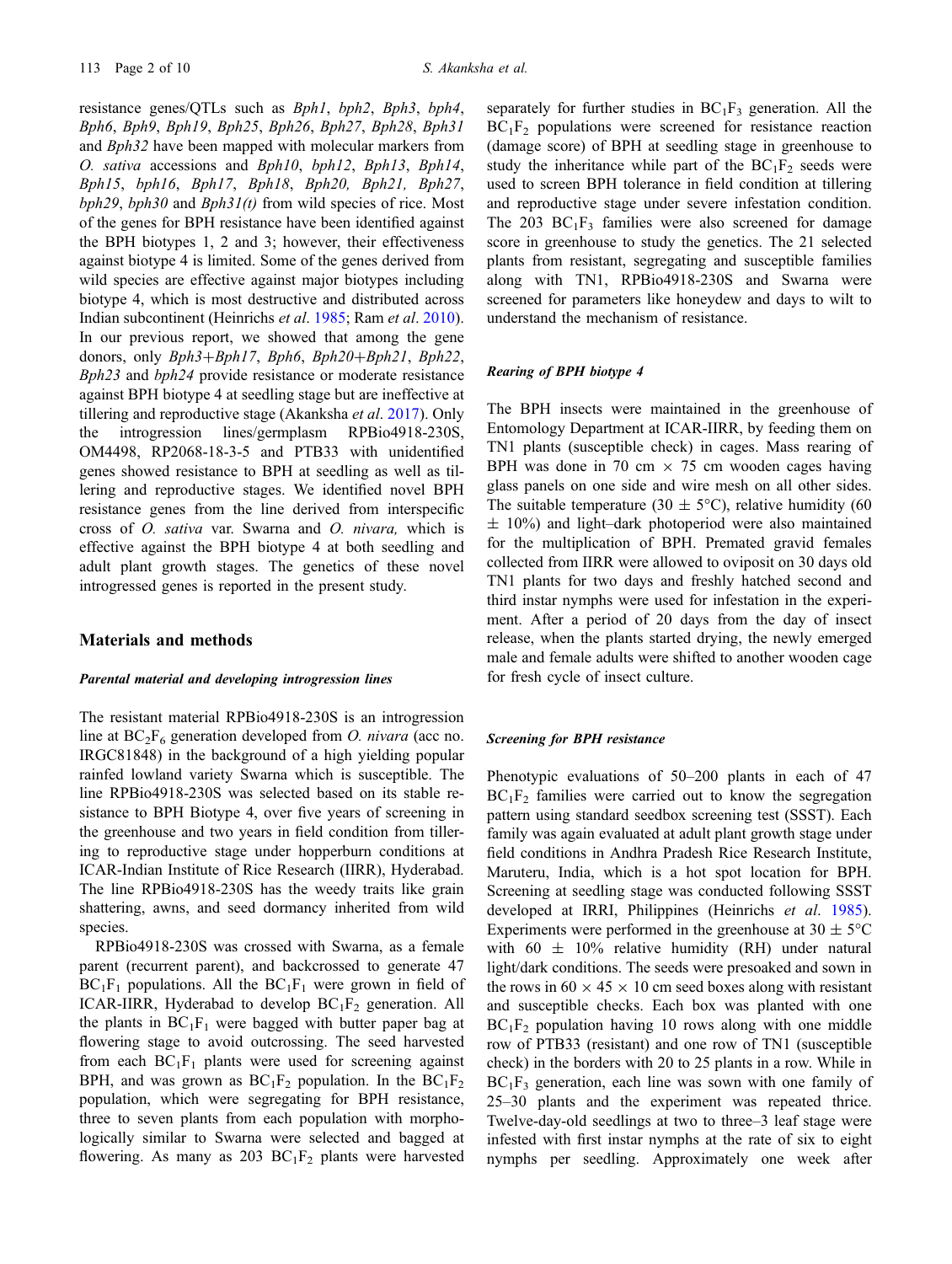resistance genes/QTLs such as *Bph1*, *bph2*, *Bph3*, *bph4*, *Bph6*, *Bph9*, *Bph19*, *Bph25*, *Bph26*, *Bph27*, *Bph28*, *Bph31* and *Bph32* have been mapped with molecular markers from *O. sativa* accessions and *Bph10*, *bph12*, *Bph13*, *Bph14*, *Bph15*, *bph16*, *Bph17*, *Bph18*, *Bph20*, *Bph21*, *Bph27*, *bph29*, *bph30* and *Bph31(t)* from wild species of rice. Most of the genes for BPH resistance have been identified against the BPH biotypes 1, 2 and 3; however, their effectiveness against biotype 4 is limited. Some of the genes derived from wild species are effective against major biotypes including biotype 4, which is most destructive and distributed across Indian subcontinent (Heinrichs *et al*. 1985; Ram *et al*. 2010). In our previous report, we showed that among the gene donors, only *Bph3*+*Bph17*, *Bph6*, *Bph20*+*Bph21*, *Bph22*, *Bph23* and *bph24* provide resistance or moderate resistance against BPH biotype 4 at seedling stage but are ineffective at tillering and reproductive stage (Akanksha *et al*. 2017). Only the introgression lines/germplasm RPBio4918-230S, OM4498, RP2068-18-3-5 and PTB33 with unidentified genes showed resistance to BPH at seedling as well as tillering and reproductive stages. We identified novel BPH resistance genes from the line derived from interspecific cross of *O. sativa* var. Swarna and *O. nivara,* which is effective against the BPH biotype 4 at both seedling and adult plant growth stages. The genetics of these novel introgressed genes is reported in the present study.

## Materials and methods

### *Parental material and developing introgression lines*

The resistant material RPBio4918-230S is an introgression line at $BC_2F_6$ generation developed from *O. nivara* (acc no. IRGC81848) in the background of a high yielding popular rainfed lowland variety Swarna which is susceptible. The line RPBio4918-230S was selected based on its stable resistance to BPH Biotype 4, over five years of screening in the greenhouse and two years in field condition from tillering to reproductive stage under hopperburn conditions at ICAR-Indian Institute of Rice Research (IIRR), Hyderabad. The line RPBio4918-230S has the weedy traits like grain shattering, awns, and seed dormancy inherited from wild species.

RPBio4918-230S was crossed with Swarna, as a female parent (recurrent parent), and backcrossed to generate 47 $BC_1F_1$ populations. All the $BC_1F_1$ were grown in field of ICAR-IIRR, Hyderabad to develop $BC_1F_2$ generation. All the plants in $BC_1F_1$ were bagged with butter paper bag at flowering stage to avoid outcrossing. The seed harvested from each $BC_1F_1$ plants were used for screening against BPH, and was grown as $BC_1F_2$ population. In the $BC_1F_2$ population, which were segregating for BPH resistance, three to seven plants from each population with morphologically similar to Swarna were selected and bagged at flowering. As many as 203 $BC_1F_2$ plants were harvested separately for further studies in $BC_1F_3$ generation. All the $BC_1F_2$ populations were screened for resistance reaction (damage score) of BPH at seedling stage in greenhouse to study the inheritance while part of the $BC_1F_2$ seeds were used to screen BPH tolerance in field condition at tillering and reproductive stage under severe infestation condition. The 203 $BC_1F_3$ families were also screened for damage score in greenhouse to study the genetics. The 21 selected plants from resistant, segregating and susceptible families along with TN1, RPBio4918-230S and Swarna were screened for parameters like honeydew and days to wilt to understand the mechanism of resistance.

### *Rearing of BPH biotype 4*

The BPH insects were maintained in the greenhouse of Entomology Department at ICAR-IIRR, by feeding them on TN1 plants (susceptible check) in cages. Mass rearing of BPH was done in 70 cm × 75 cm wooden cages having glass panels on one side and wire mesh on all other sides. The suitable temperature (30 ± 5°C), relative humidity (60 ± 10%) and light–dark photoperiod were also maintained for the multiplication of BPH. Premated gravid females collected from IIRR were allowed to oviposit on 30 days old TN1 plants for two days and freshly hatched second and third instar nymphs were used for infestation in the experiment. After a period of 20 days from the day of insect release, when the plants started drying, the newly emerged male and female adults were shifted to another wooden cage for fresh cycle of insect culture.

### *Screening for BPH resistance*

Phenotypic evaluations of 50–200 plants in each of 47 $BC_1F_2$ families were carried out to know the segregation pattern using standard seedbox screening test (SSST). Each family was again evaluated at adult plant growth stage under field conditions in Andhra Pradesh Rice Research Institute, Maruteru, India, which is a hot spot location for BPH. Screening at seedling stage was conducted following SSST developed at IRRI, Philippines (Heinrichs *et al*. 1985). Experiments were performed in the greenhouse at 30 ± 5°C with 60 ± 10% relative humidity (RH) under natural light/dark conditions. The seeds were presoaked and sown in the rows in 60 × 45 × 10 cm seed boxes along with resistant and susceptible checks. Each box was planted with one $BC_1F_2$ population having 10 rows along with one middle row of PTB33 (resistant) and one row of TN1 (susceptible check) in the borders with 20 to 25 plants in a row. While in $BC_1F_3$ generation, each line was sown with one family of 25–30 plants and the experiment was repeated thrice. Twelve-day-old seedlings at two to three–3 leaf stage were infested with first instar nymphs at the rate of six to eight nymphs per seedling. Approximately one week after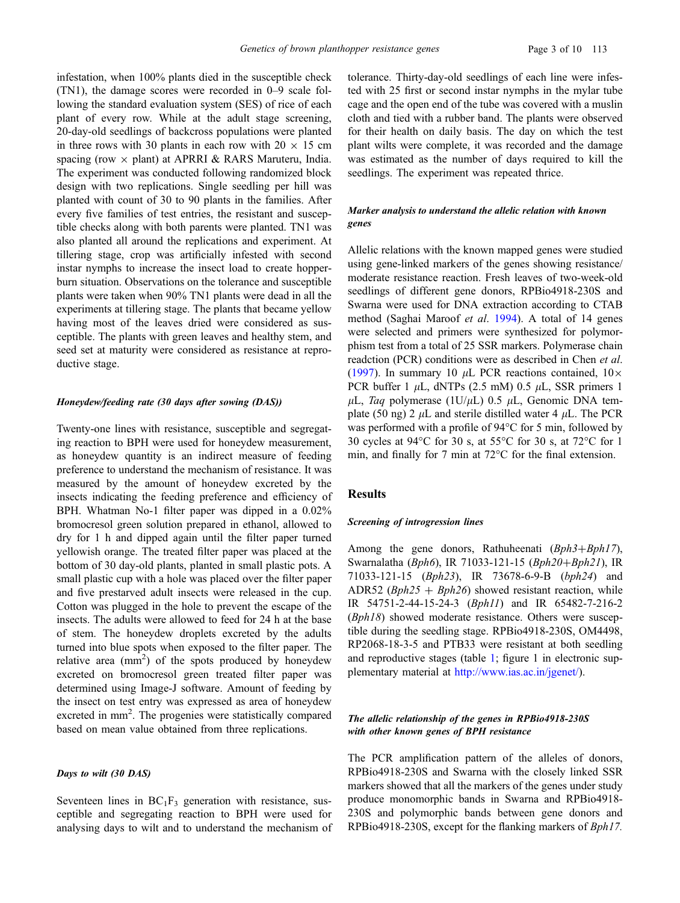infestation, when 100% plants died in the susceptible check (TN1), the damage scores were recorded in 0–9 scale following the standard evaluation system (SES) of rice of each plant of every row. While at the adult stage screening, 20-day-old seedlings of backcross populations were planted in three rows with 30 plants in each row with $20 \times 15$ cm spacing (row $\times$ plant) at APRRI & RARS Maruteru, India. The experiment was conducted following randomized block design with two replications. Single seedling per hill was planted with count of 30 to 90 plants in the families. After every five families of test entries, the resistant and susceptible checks along with both parents were planted. TN1 was also planted all around the replications and experiment. At tillering stage, crop was artificially infested with second instar nymphs to increase the insect load to create hopperburn situation. Observations on the tolerance and susceptible plants were taken when 90% TN1 plants were dead in all the experiments at tillering stage. The plants that became yellow having most of the leaves dried were considered as susceptible. The plants with green leaves and healthy stem, and seed set at maturity were considered as resistance at reproductive stage.

#### *Honeydew/feeding rate (30 days after sowing (DAS))*

Twenty-one lines with resistance, susceptible and segregating reaction to BPH were used for honeydew measurement, as honeydew quantity is an indirect measure of feeding preference to understand the mechanism of resistance. It was measured by the amount of honeydew excreted by the insects indicating the feeding preference and efficiency of BPH. Whatman No-1 filter paper was dipped in a 0.02% bromocresol green solution prepared in ethanol, allowed to dry for 1 h and dipped again until the filter paper turned yellowish orange. The treated filter paper was placed at the bottom of 30 day-old plants, planted in small plastic pots. A small plastic cup with a hole was placed over the filter paper and five prestarved adult insects were released in the cup. Cotton was plugged in the hole to prevent the escape of the insects. The adults were allowed to feed for 24 h at the base of stem. The honeydew droplets excreted by the adults turned into blue spots when exposed to the filter paper. The relative area ($mm^2$) of the spots produced by honeydew excreted on bromocresol green treated filter paper was determined using Image-J software. Amount of feeding by the insect on test entry was expressed as area of honeydew excreted in $mm^2$. The progenies were statistically compared based on mean value obtained from three replications.

#### *Days to wilt (30 DAS)*

Seventeen lines in $BC_1F_3$ generation with resistance, susceptible and segregating reaction to BPH were used for analysing days to wilt and to understand the mechanism of tolerance. Thirty-day-old seedlings of each line were infested with 25 first or second instar nymphs in the mylar tube cage and the open end of the tube was covered with a muslin cloth and tied with a rubber band. The plants were observed for their health on daily basis. The day on which the test plant wilts were complete, it was recorded and the damage was estimated as the number of days required to kill the seedlings. The experiment was repeated thrice.

#### *Marker analysis to understand the allelic relation with known genes*

Allelic relations with the known mapped genes were studied using gene-linked markers of the genes showing resistance/moderate resistance reaction. Fresh leaves of two-week-old seedlings of different gene donors, RPBio4918-230S and Swarna were used for DNA extraction according to CTAB method (Saghai Maroof *et al*. 1994). A total of 14 genes were selected and primers were synthesized for polymorphism test from a total of 25 SSR markers. Polymerase chain readction (PCR) conditions were as described in Chen *et al*. (1997). In summary 10 $\mu$L PCR reactions contained, $10\times$ PCR buffer 1 $\mu$L, dNTPs (2.5 mM) 0.5 $\mu$L, SSR primers 1 $\mu$L, *Taq* polymerase (1U/$\mu$L) 0.5 $\mu$L, Genomic DNA template (50 ng) 2 $\mu$L and sterile distilled water 4 $\mu$L. The PCR was performed with a profile of 94°C for 5 min, followed by 30 cycles at 94°C for 30 s, at 55°C for 30 s, at 72°C for 1 min, and finally for 7 min at 72°C for the final extension.

## Results

#### *Screening of introgression lines*

Among the gene donors, Rathuheenati (*Bph3*+*Bph17*), Swarnalatha (*Bph6*), IR 71033-121-15 (*Bph20*+*Bph21*), IR 71033-121-15 (*Bph23*), IR 73678-6-9-B (*bph24*) and ADR52 (*Bph25* + *Bph26*) showed resistant reaction, while IR 54751-2-44-15-24-3 (*Bph11*) and IR 65482-7-216-2 (*Bph18*) showed moderate resistance. Others were susceptible during the seedling stage. RPBio4918-230S, OM4498, RP2068-18-3-5 and PTB33 were resistant at both seedling and reproductive stages (table 1; figure 1 in electronic supplementary material at http://www.ias.ac.in/jgenet/).

#### *The allelic relationship of the genes in RPBio4918-230S with other known genes of BPH resistance*

The PCR amplification pattern of the alleles of donors, RPBio4918-230S and Swarna with the closely linked SSR markers showed that all the markers of the genes under study produce monomorphic bands in Swarna and RPBio4918-230S and polymorphic bands between gene donors and RPBio4918-230S, except for the flanking markers of *Bph17.*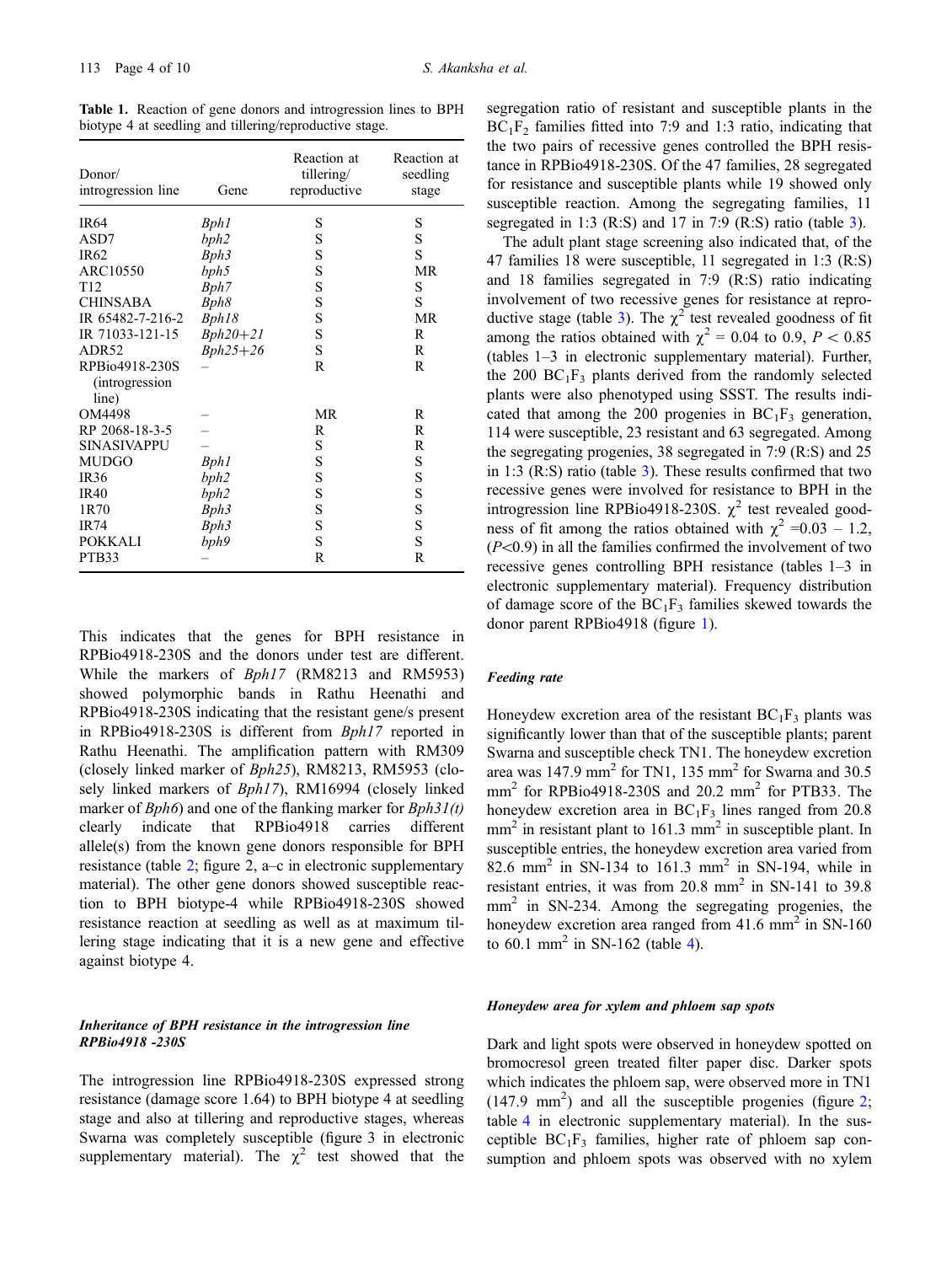**Table 1.** Reaction of gene donors and introgression lines to BPH biotype 4 at seedling and tillering/reproductive stage.

| Donor/ introgression line | Gene | Reaction at tillering/ reproductive | Reaction at seedling stage |
|---|---|---|---|
| IR64 | *Bph1* | S | S |
| ASD7 | *bph2* | S | S |
| IR62 | *Bph3* | S | S |
| ARC10550 | *bph5* | S | MR |
| T12 | *Bph7* | S | S |
| CHINSABA | *Bph8* | S | S |
| IR 65482-7-216-2 | *Bph18* | S | MR |
| IR 71033-121-15 | *Bph20+21* | S | R |
| ADR52 | *Bph25+26* | S | R |
| RPBio4918-230S (introgression line) | – | R | R |
| OM4498 | – | MR | R |
| RP 2068-18-3-5 | – | R | R |
| SINASIVAPPU | – | S | R |
| MUDGO | *Bph1* | S | S |
| IR36 | *bph2* | S | S |
| IR40 | *bph2* | S | S |
| 1R70 | *Bph3* | S | S |
| IR74 | *Bph3* | S | S |
| POKKALI | *bph9* | S | S |
| PTB33 | – | R | R |

This indicates that the genes for BPH resistance in RPBio4918-230S and the donors under test are different. While the markers of *Bph17* (RM8213 and RM5953) showed polymorphic bands in Rathu Heenathi and RPBio4918-230S indicating that the resistant gene/s present in RPBio4918-230S is different from *Bph17* reported in Rathu Heenathi. The amplification pattern with RM309 (closely linked marker of *Bph25*), RM8213, RM5953 (closely linked markers of *Bph17*), RM16994 (closely linked marker of *Bph6*) and one of the flanking marker for *Bph31(t)* clearly indicate that RPBio4918 carries different allele(s) from the known gene donors responsible for BPH resistance (table 2; figure 2, a–c in electronic supplementary material). The other gene donors showed susceptible reaction to BPH biotype-4 while RPBio4918-230S showed resistance reaction at seedling as well as at maximum tillering stage indicating that it is a new gene and effective against biotype 4.

#### *Inheritance of BPH resistance in the introgression line RPBio4918 -230S*

The introgression line RPBio4918-230S expressed strong resistance (damage score 1.64) to BPH biotype 4 at seedling stage and also at tillering and reproductive stages, whereas Swarna was completely susceptible (figure 3 in electronic supplementary material). The $\chi^2$ test showed that the segregation ratio of resistant and susceptible plants in the $BC_1F_2$ families fitted into 7:9 and 1:3 ratio, indicating that the two pairs of recessive genes controlled the BPH resistance in RPBio4918-230S. Of the 47 families, 28 segregated for resistance and susceptible plants while 19 showed only susceptible reaction. Among the segregating families, 11 segregated in 1:3 (R:S) and 17 in 7:9 (R:S) ratio (table 3).

The adult plant stage screening also indicated that, of the 47 families 18 were susceptible, 11 segregated in 1:3 (R:S) and 18 families segregated in 7:9 (R:S) ratio indicating involvement of two recessive genes for resistance at reproductive stage (table 3). The $\chi^2$ test revealed goodness of fit among the ratios obtained with $\chi^2$ = 0.04 to 0.9, $P < 0.85$ (tables 1–3 in electronic supplementary material). Further, the 200 $BC_1F_3$ plants derived from the randomly selected plants were also phenotyped using SSST. The results indicated that among the 200 progenies in $BC_1F_3$ generation, 114 were susceptible, 23 resistant and 63 segregated. Among the segregating progenies, 38 segregated in 7:9 (R:S) and 25 in 1:3 (R:S) ratio (table 3). These results confirmed that two recessive genes were involved for resistance to BPH in the introgression line RPBio4918-230S. $\chi^2$ test revealed goodness of fit among the ratios obtained with $\chi^2$ =0.03 – 1.2, ($P$<0.9) in all the families confirmed the involvement of two recessive genes controlling BPH resistance (tables 1–3 in electronic supplementary material). Frequency distribution of damage score of the $BC_1F_3$ families skewed towards the donor parent RPBio4918 (figure 1).

#### *Feeding rate*

Honeydew excretion area of the resistant $BC_1F_3$ plants was significantly lower than that of the susceptible plants; parent Swarna and susceptible check TN1. The honeydew excretion area was 147.9 mm$^2$ for TN1, 135 mm$^2$ for Swarna and 30.5 mm$^2$ for RPBio4918-230S and 20.2 mm$^2$ for PTB33. The honeydew excretion area in $BC_1F_3$ lines ranged from 20.8 mm$^2$ in resistant plant to 161.3 mm$^2$ in susceptible plant. In susceptible entries, the honeydew excretion area varied from 82.6 mm$^2$ in SN-134 to 161.3 mm$^2$ in SN-194, while in resistant entries, it was from 20.8 mm$^2$ in SN-141 to 39.8 mm$^2$ in SN-234. Among the segregating progenies, the honeydew excretion area ranged from 41.6 mm$^2$ in SN-160 to 60.1 mm$^2$ in SN-162 (table 4).

#### *Honeydew area for xylem and phloem sap spots*

Dark and light spots were observed in honeydew spotted on bromocresol green treated filter paper disc. Darker spots which indicates the phloem sap, were observed more in TN1 (147.9 mm$^2$) and all the susceptible progenies (figure 2; table 4 in electronic supplementary material). In the susceptible $BC_1F_3$ families, higher rate of phloem sap consumption and phloem spots was observed with no xylem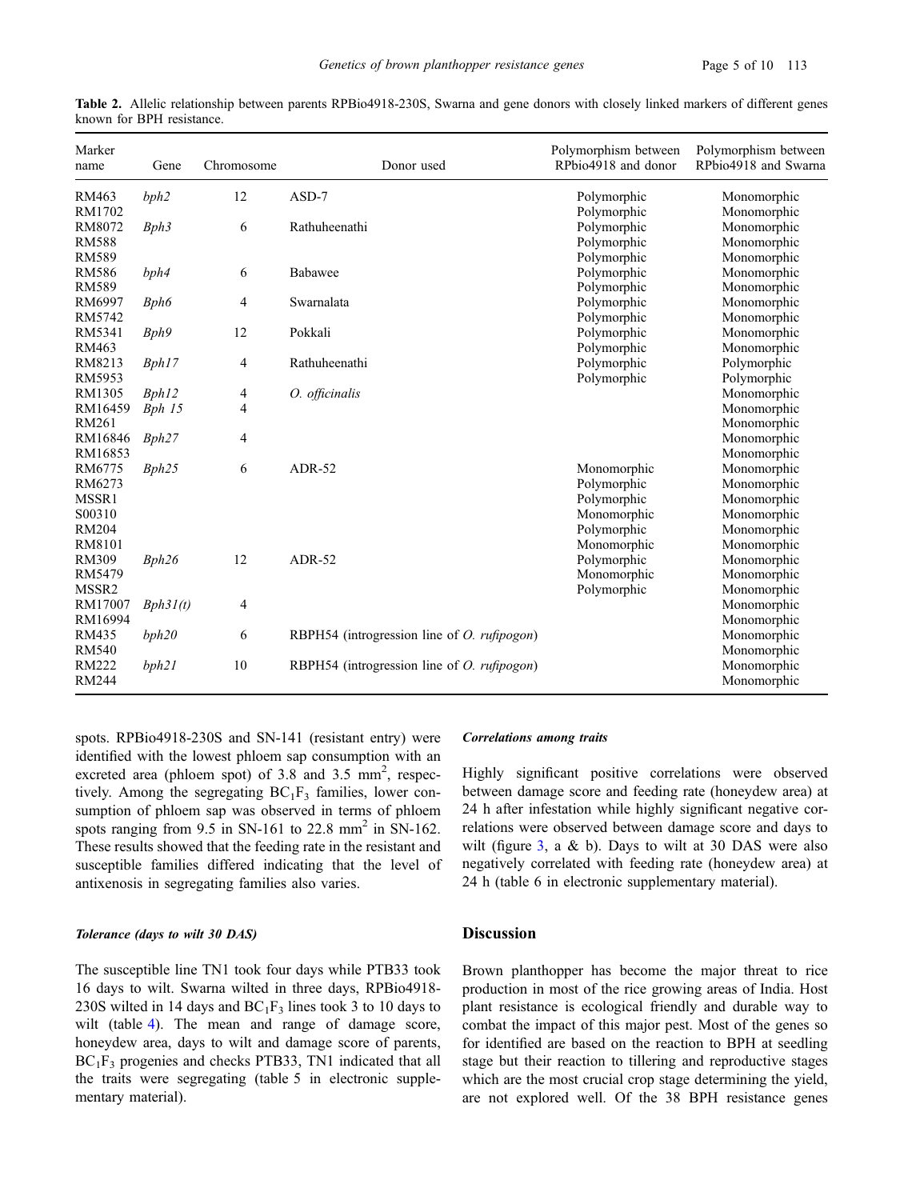**Table 2.** Allelic relationship between parents RPBio4918-230S, Swarna and gene donors with closely linked markers of different genes known for BPH resistance.

| Marker name | Gene | Chromosome | Donor used | Polymorphism between RPbio4918 and donor | Polymorphism between RPbio4918 and Swarna |
|---|---|---|---|---|---|
| RM463 | *bph2* | 12 | ASD-7 | Polymorphic | Monomorphic |
| RM1702 | | | | Polymorphic | Monomorphic |
| RM8072 | *Bph3* | 6 | Rathuheenathi | Polymorphic | Monomorphic |
| RM588 | | | | Polymorphic | Monomorphic |
| RM589 | | | | Polymorphic | Monomorphic |
| RM586 | *bph4* | 6 | Babawee | Polymorphic | Monomorphic |
| RM589 | | | | Polymorphic | Monomorphic |
| RM6997 | *Bph6* | 4 | Swarnalata | Polymorphic | Monomorphic |
| RM5742 | | | | Polymorphic | Monomorphic |
| RM5341 | *Bph9* | 12 | Pokkali | Polymorphic | Monomorphic |
| RM463 | | | | Polymorphic | Monomorphic |
| RM8213 | *Bph17* | 4 | Rathuheenathi | Polymorphic | Polymorphic |
| RM5953 | | | | Polymorphic | Polymorphic |
| RM1305 | *Bph12* | 4 | *O. officinalis* | | Monomorphic |
| RM16459 | *Bph 15* | 4 | | | Monomorphic |
| RM261 | | | | | Monomorphic |
| RM16846 | *Bph27* | 4 | | | Monomorphic |
| RM16853 | | | | | Monomorphic |
| RM6775 | *Bph25* | 6 | ADR-52 | Monomorphic | Monomorphic |
| RM6273 | | | | Polymorphic | Monomorphic |
| MSSR1 | | | | Polymorphic | Monomorphic |
| S00310 | | | | Monomorphic | Monomorphic |
| RM204 | | | | Polymorphic | Monomorphic |
| RM8101 | | | | Monomorphic | Monomorphic |
| RM309 | *Bph26* | 12 | ADR-52 | Polymorphic | Monomorphic |
| RM5479 | | | | Monomorphic | Monomorphic |
| MSSR2 | | | | Polymorphic | Monomorphic |
| RM17007 | *Bph31(t)* | 4 | | | Monomorphic |
| RM16994 | | | | | Monomorphic |
| RM435 | *bph20* | 6 | RBPH54 (introgression line of *O. rufipogon*) | | Monomorphic |
| RM540 | | | | | Monomorphic |
| RM222 | *bph21* | 10 | RBPH54 (introgression line of *O. rufipogon*) | | Monomorphic |
| RM244 | | | | | Monomorphic |

spots. RPBio4918-230S and SN-141 (resistant entry) were identified with the lowest phloem sap consumption with an excreted area (phloem spot) of 3.8 and 3.5 $mm^2$, respectively. Among the segregating $BC_1F_3$ families, lower consumption of phloem sap was observed in terms of phloem spots ranging from 9.5 in SN-161 to 22.8 $mm^2$ in SN-162. These results showed that the feeding rate in the resistant and susceptible families differed indicating that the level of antixenosis in segregating families also varies.

#### *Tolerance (days to wilt 30 DAS)*

The susceptible line TN1 took four days while PTB33 took 16 days to wilt. Swarna wilted in three days, RPBio4918-230S wilted in 14 days and $BC_1F_3$ lines took 3 to 10 days to wilt (table 4). The mean and range of damage score, honeydew area, days to wilt and damage score of parents, $BC_1F_3$ progenies and checks PTB33, TN1 indicated that all the traits were segregating (table 5 in electronic supplementary material).

#### *Correlations among traits*

Highly significant positive correlations were observed between damage score and feeding rate (honeydew area) at 24 h after infestation while highly significant negative correlations were observed between damage score and days to wilt (figure 3, a & b). Days to wilt at 30 DAS were also negatively correlated with feeding rate (honeydew area) at 24 h (table 6 in electronic supplementary material).

## Discussion

Brown planthopper has become the major threat to rice production in most of the rice growing areas of India. Host plant resistance is ecological friendly and durable way to combat the impact of this major pest. Most of the genes so for identified are based on the reaction to BPH at seedling stage but their reaction to tillering and reproductive stages which are the most crucial crop stage determining the yield, are not explored well. Of the 38 BPH resistance genes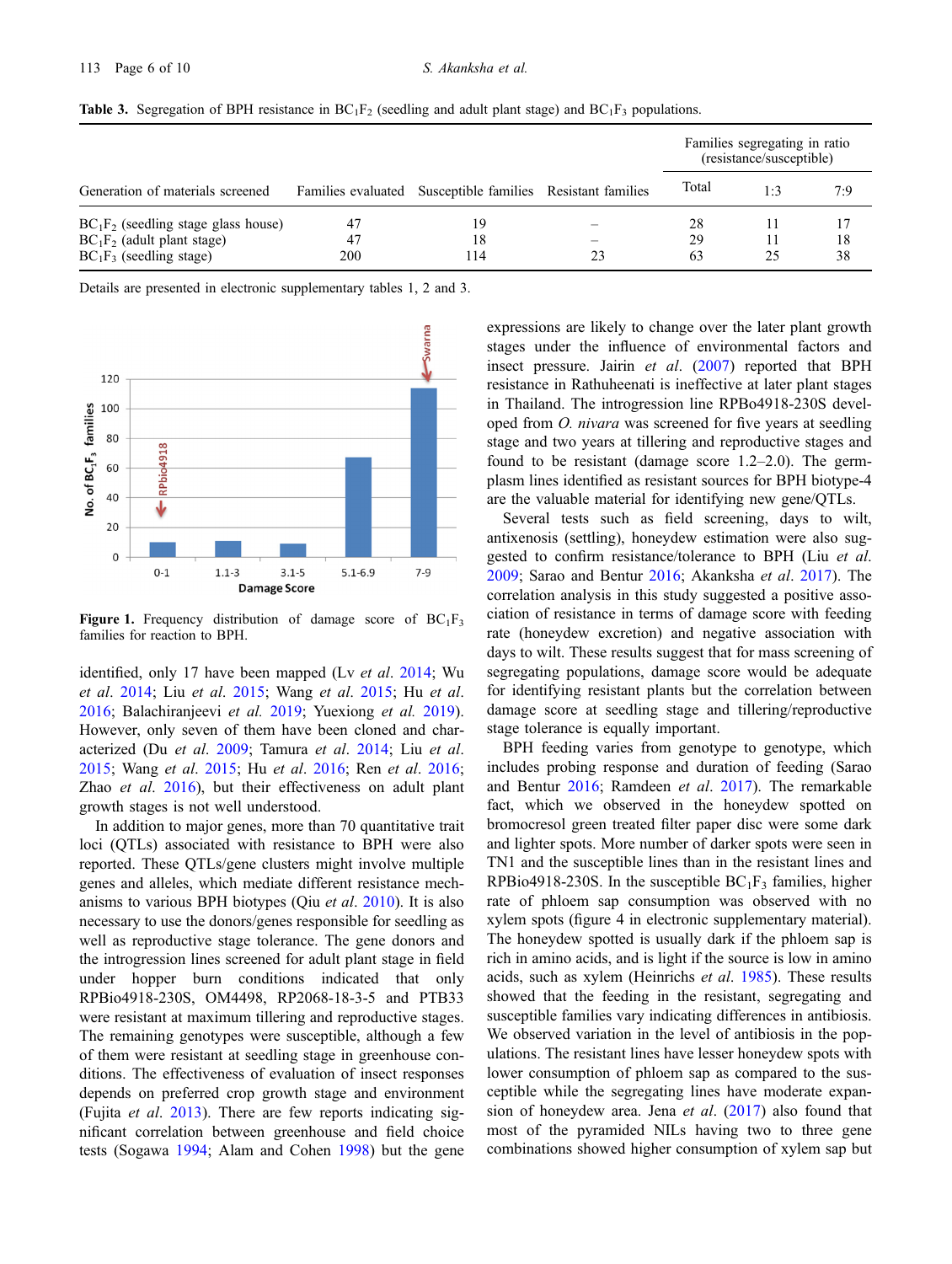**Table 3.** Segregation of BPH resistance in $BC_1F_2$ (seedling and adult plant stage) and $BC_1F_3$ populations.

| Generation of materials screened | Families evaluated | Susceptible families | Resistant families | Families segregating in ratio (resistance/susceptible) | | |
|---|---|---|---|---|---|---|
| | | | | Total | 1:3 | 7:9 |
| $BC_1F_2$ (seedling stage glass house) | 47 | 19 | – | 28 | 11 | 17 |
| $BC_1F_2$ (adult plant stage) | 47 | 18 | – | 29 | 11 | 18 |
| $BC_1F_3$ (seedling stage) | 200 | 114 | 23 | 63 | 25 | 38 |

Details are presented in electronic supplementary tables 1, 2 and 3.

**Figure 1.** Frequency distribution of damage score of $BC_1F_3$ families for reaction to BPH.

identified, only 17 have been mapped (Lv *et al*. 2014; Wu *et al*. 2014; Liu *et al*. 2015; Wang *et al*. 2015; Hu *et al*. 2016; Balachiranjeevi *et al.* 2019; Yuexiong *et al.* 2019). However, only seven of them have been cloned and characterized (Du *et al*. 2009; Tamura *et al*. 2014; Liu *et al*. 2015; Wang *et al*. 2015; Hu *et al*. 2016; Ren *et al*. 2016; Zhao *et al*. 2016), but their effectiveness on adult plant growth stages is not well understood.

In addition to major genes, more than 70 quantitative trait loci (QTLs) associated with resistance to BPH were also reported. These QTLs/gene clusters might involve multiple genes and alleles, which mediate different resistance mechanisms to various BPH biotypes (Qiu *et al*. 2010). It is also necessary to use the donors/genes responsible for seedling as well as reproductive stage tolerance. The gene donors and the introgression lines screened for adult plant stage in field under hopper burn conditions indicated that only RPBio4918-230S, OM4498, RP2068-18-3-5 and PTB33 were resistant at maximum tillering and reproductive stages. The remaining genotypes were susceptible, although a few of them were resistant at seedling stage in greenhouse conditions. The effectiveness of evaluation of insect responses depends on preferred crop growth stage and environment (Fujita *et al*. 2013). There are few reports indicating significant correlation between greenhouse and field choice tests (Sogawa 1994; Alam and Cohen 1998) but the gene expressions are likely to change over the later plant growth stages under the influence of environmental factors and insect pressure. Jairin *et al*. (2007) reported that BPH resistance in Rathuheenati is ineffective at later plant stages in Thailand. The introgression line RPBo4918-230S developed from *O. nivara* was screened for five years at seedling stage and two years at tillering and reproductive stages and found to be resistant (damage score 1.2–2.0). The germplasm lines identified as resistant sources for BPH biotype-4 are the valuable material for identifying new gene/QTLs.

Several tests such as field screening, days to wilt, antixenosis (settling), honeydew estimation were also suggested to confirm resistance/tolerance to BPH (Liu *et al*. 2009; Sarao and Bentur 2016; Akanksha *et al*. 2017). The correlation analysis in this study suggested a positive association of resistance in terms of damage score with feeding rate (honeydew excretion) and negative association with days to wilt. These results suggest that for mass screening of segregating populations, damage score would be adequate for identifying resistant plants but the correlation between damage score at seedling stage and tillering/reproductive stage tolerance is equally important.

BPH feeding varies from genotype to genotype, which includes probing response and duration of feeding (Sarao and Bentur 2016; Ramdeen *et al*. 2017). The remarkable fact, which we observed in the honeydew spotted on bromocresol green treated filter paper disc were some dark and lighter spots. More number of darker spots were seen in TN1 and the susceptible lines than in the resistant lines and RPBio4918-230S. In the susceptible $BC_1F_3$ families, higher rate of phloem sap consumption was observed with no xylem spots (figure 4 in electronic supplementary material). The honeydew spotted is usually dark if the phloem sap is rich in amino acids, and is light if the source is low in amino acids, such as xylem (Heinrichs *et al*. 1985). These results showed that the feeding in the resistant, segregating and susceptible families vary indicating differences in antibiosis. We observed variation in the level of antibiosis in the populations. The resistant lines have lesser honeydew spots with lower consumption of phloem sap as compared to the susceptible while the segregating lines have moderate expansion of honeydew area. Jena *et al*. (2017) also found that most of the pyramided NILs having two to three gene combinations showed higher consumption of xylem sap but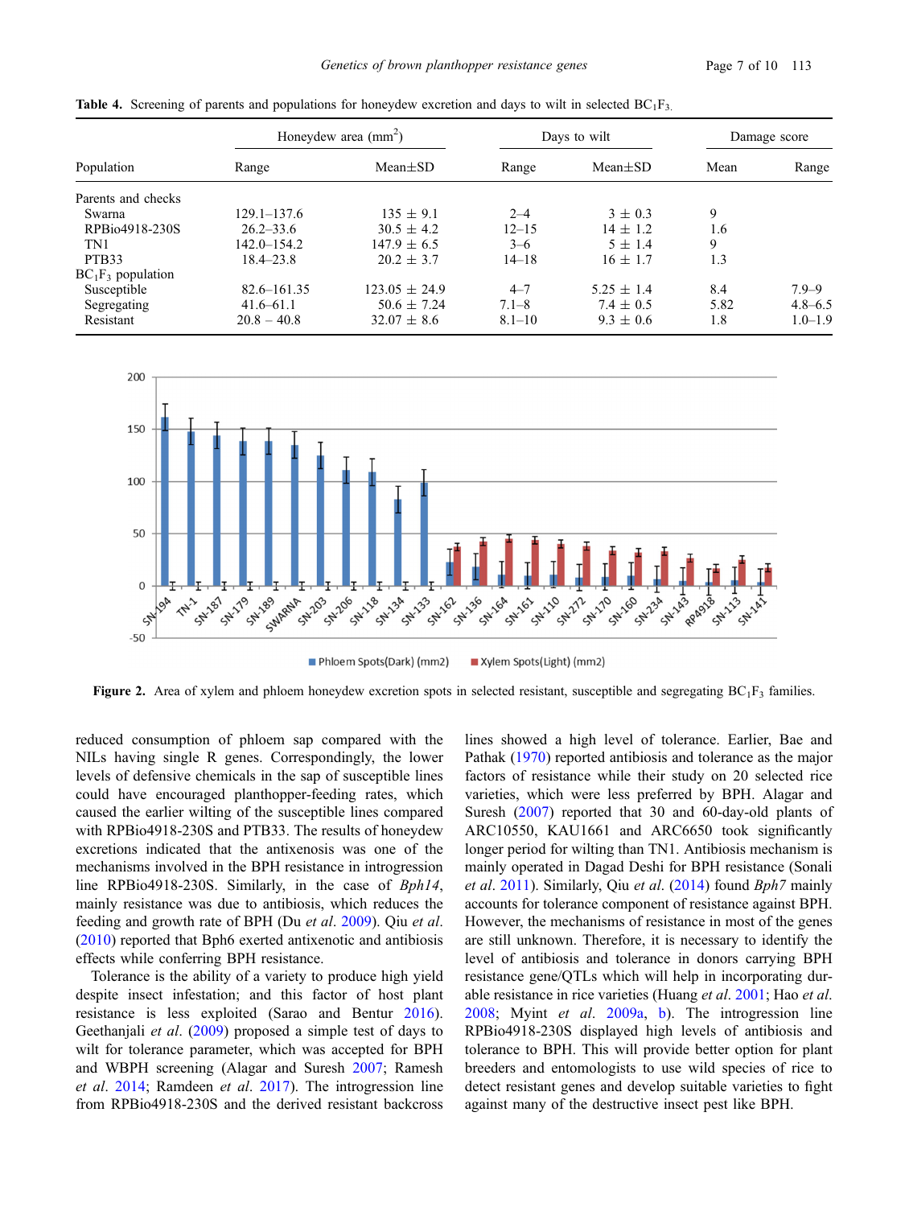**Table 4.** Screening of parents and populations for honeydew excretion and days to wilt in selected $BC_1F_3$.

| Population | Honeydew area ($mm^2$) | | Days to wilt | | Damage score | |
|---|---|---|---|---|---|---|
| | Range | Mean±SD | Range | Mean±SD | Mean | Range |
| Parents and checks | | | | | | |
| Swarna | 129.1–137.6 | 135 ± 9.1 | 2–4 | 3 ± 0.3 | 9 | |
| RPBio4918-230S | 26.2–33.6 | 30.5 ± 4.2 | 12–15 | 14 ± 1.2 | 1.6 | |
| TN1 | 142.0–154.2 | 147.9 ± 6.5 | 3–6 | 5 ± 1.4 | 9 | |
| PTB33 | 18.4–23.8 | 20.2 ± 3.7 | 14–18 | 16 ± 1.7 | 1.3 | |
| $BC_1F_3$ population | | | | | | |
| Susceptible | 82.6–161.35 | 123.05 ± 24.9 | 4–7 | 5.25 ± 1.4 | 8.4 | 7.9–9 |
| Segregating | 41.6–61.1 | 50.6 ± 7.24 | 7.1–8 | 7.4 ± 0.5 | 5.82 | 4.8–6.5 |
| Resistant | 20.8 – 40.8 | 32.07 ± 8.6 | 8.1–10 | 9.3 ± 0.6 | 1.8 | 1.0–1.9 |

**Figure 2.** Area of xylem and phloem honeydew excretion spots in selected resistant, susceptible and segregating $BC_1F_3$ families.

reduced consumption of phloem sap compared with the NILs having single R genes. Correspondingly, the lower levels of defensive chemicals in the sap of susceptible lines could have encouraged planthopper-feeding rates, which caused the earlier wilting of the susceptible lines compared with RPBio4918-230S and PTB33. The results of honeydew excretions indicated that the antixenosis was one of the mechanisms involved in the BPH resistance in introgression line RPBio4918-230S. Similarly, in the case of *Bph14*, mainly resistance was due to antibiosis, which reduces the feeding and growth rate of BPH (Du *et al*. 2009). Qiu *et al*. (2010) reported that Bph6 exerted antixenotic and antibiosis effects while conferring BPH resistance.

Tolerance is the ability of a variety to produce high yield despite insect infestation; and this factor of host plant resistance is less exploited (Sarao and Bentur 2016). Geethanjali *et al*. (2009) proposed a simple test of days to wilt for tolerance parameter, which was accepted for BPH and WBPH screening (Alagar and Suresh 2007; Ramesh *et al*. 2014; Ramdeen *et al*. 2017). The introgression line from RPBio4918-230S and the derived resistant backcross lines showed a high level of tolerance. Earlier, Bae and Pathak (1970) reported antibiosis and tolerance as the major factors of resistance while their study on 20 selected rice varieties, which were less preferred by BPH. Alagar and Suresh (2007) reported that 30 and 60-day-old plants of ARC10550, KAU1661 and ARC6650 took significantly longer period for wilting than TN1. Antibiosis mechanism is mainly operated in Dagad Deshi for BPH resistance (Sonali *et al*. 2011). Similarly, Qiu *et al*. (2014) found *Bph7* mainly accounts for tolerance component of resistance against BPH. However, the mechanisms of resistance in most of the genes are still unknown. Therefore, it is necessary to identify the level of antibiosis and tolerance in donors carrying BPH resistance gene/QTLs which will help in incorporating durable resistance in rice varieties (Huang *et al*. 2001; Hao *et al*. 2008; Myint *et al*. 2009a, b). The introgression line RPBio4918-230S displayed high levels of antibiosis and tolerance to BPH. This will provide better option for plant breeders and entomologists to use wild species of rice to detect resistant genes and develop suitable varieties to fight against many of the destructive insect pest like BPH.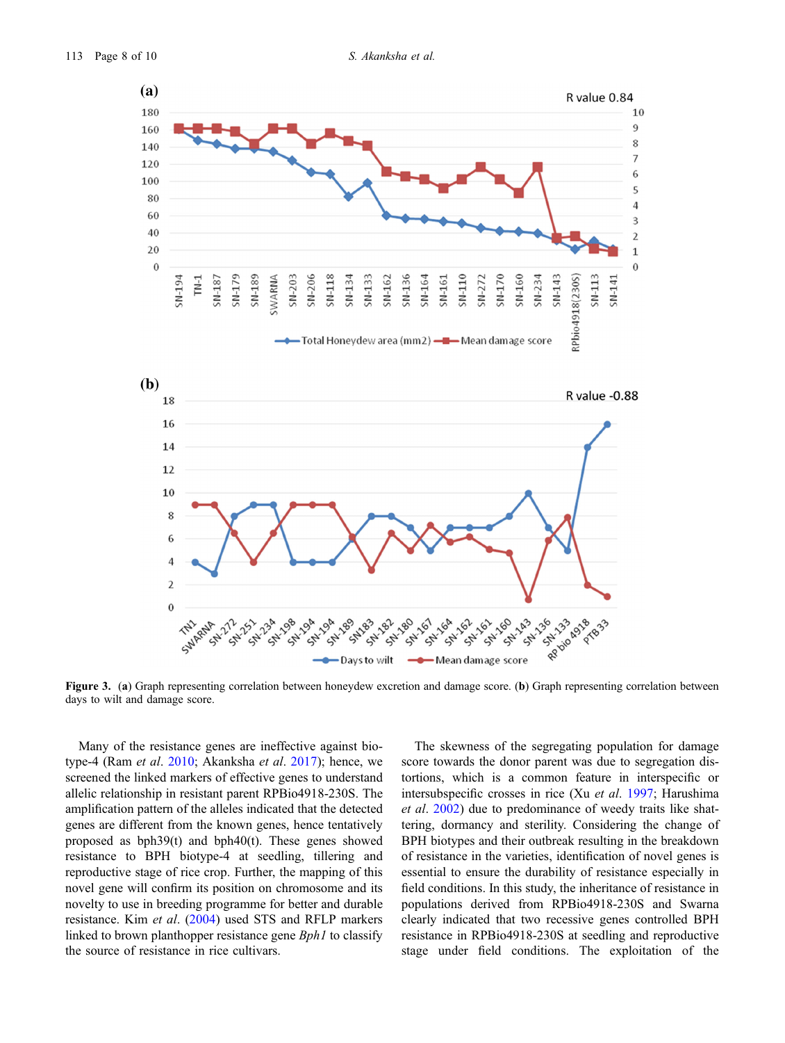**Figure 3.** (**a**) Graph representing correlation between honeydew excretion and damage score. (**b**) Graph representing correlation between days to wilt and damage score.

Many of the resistance genes are ineffective against biotype-4 (Ram *et al*. 2010; Akanksha *et al*. 2017); hence, we screened the linked markers of effective genes to understand allelic relationship in resistant parent RPBio4918-230S. The amplification pattern of the alleles indicated that the detected genes are different from the known genes, hence tentatively proposed as bph39(t) and bph40(t). These genes showed resistance to BPH biotype-4 at seedling, tillering and reproductive stage of rice crop. Further, the mapping of this novel gene will confirm its position on chromosome and its novelty to use in breeding programme for better and durable resistance. Kim *et al*. (2004) used STS and RFLP markers linked to brown planthopper resistance gene *Bph1* to classify the source of resistance in rice cultivars.

The skewness of the segregating population for damage score towards the donor parent was due to segregation distortions, which is a common feature in interspecific or intersubspecific crosses in rice (Xu *et al*. 1997; Harushima *et al*. 2002) due to predominance of weedy traits like shattering, dormancy and sterility. Considering the change of BPH biotypes and their outbreak resulting in the breakdown of resistance in the varieties, identification of novel genes is essential to ensure the durability of resistance especially in field conditions. In this study, the inheritance of resistance in populations derived from RPBio4918-230S and Swarna clearly indicated that two recessive genes controlled BPH resistance in RPBio4918-230S at seedling and reproductive stage under field conditions. The exploitation of the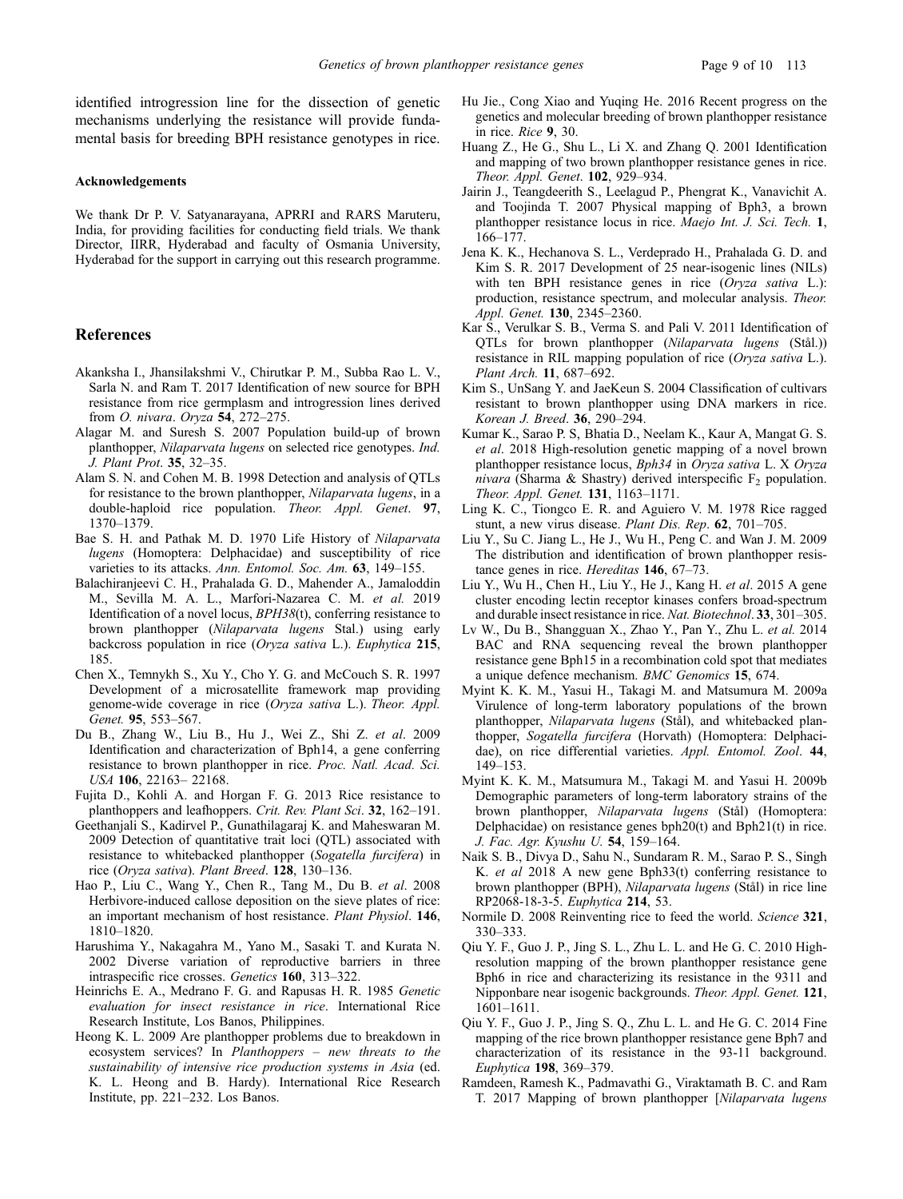identified introgression line for the dissection of genetic mechanisms underlying the resistance will provide fundamental basis for breeding BPH resistance genotypes in rice.

#### Acknowledgements

We thank Dr P. V. Satyanarayana, APRRI and RARS Maruteru, India, for providing facilities for conducting field trials. We thank Director, IIRR, Hyderabad and faculty of Osmania University, Hyderabad for the support in carrying out this research programme.

## References

Akanksha I., Jhansilakshmi V., Chirutkar P. M., Subba Rao L. V., Sarla N. and Ram T. 2017 Identification of new source for BPH resistance from rice germplasm and introgression lines derived from *O. nivara*. *Oryza* **54**, 272–275.

Alagar M. and Suresh S. 2007 Population build-up of brown planthopper, *Nilaparvata lugens* on selected rice genotypes. *Ind. J. Plant Prot*. **35**, 32–35.

Alam S. N. and Cohen M. B. 1998 Detection and analysis of QTLs for resistance to the brown planthopper, *Nilaparvata lugens*, in a double-haploid rice population. *Theor. Appl. Genet*. **97**, 1370–1379.

Bae S. H. and Pathak M. D. 1970 Life History of *Nilaparvata lugens* (Homoptera: Delphacidae) and susceptibility of rice varieties to its attacks. *Ann. Entomol. Soc. Am.* **63**, 149–155.

Balachiranjeevi C. H., Prahalada G. D., Mahender A., Jamaloddin M., Sevilla M. A. L., Marfori-Nazarea C. M. *et al.* 2019 Identification of a novel locus, *BPH38*(t), conferring resistance to brown planthopper (*Nilaparvata lugens* Stal.) using early backcross population in rice (*Oryza sativa* L.). *Euphytica* **215**, 185.

Chen X., Temnykh S., Xu Y., Cho Y. G. and McCouch S. R. 1997 Development of a microsatellite framework map providing genome-wide coverage in rice (*Oryza sativa* L.). *Theor. Appl. Genet.* **95**, 553–567.

Du B., Zhang W., Liu B., Hu J., Wei Z., Shi Z. *et al*. 2009 Identification and characterization of Bph14, a gene conferring resistance to brown planthopper in rice. *Proc. Natl. Acad. Sci. USA* **106**, 22163– 22168.

Fujita D., Kohli A. and Horgan F. G. 2013 Rice resistance to planthoppers and leafhoppers. *Crit. Rev. Plant Sci*. **32**, 162–191.

Geethanjali S., Kadirvel P., Gunathilagaraj K. and Maheswaran M. 2009 Detection of quantitative trait loci (QTL) associated with resistance to whitebacked planthopper (*Sogatella furcifera*) in rice (*Oryza sativa*). *Plant Breed*. **128**, 130–136.

Hao P., Liu C., Wang Y., Chen R., Tang M., Du B. *et al*. 2008 Herbivore-induced callose deposition on the sieve plates of rice: an important mechanism of host resistance. *Plant Physiol*. **146**, 1810–1820.

Harushima Y., Nakagahra M., Yano M., Sasaki T. and Kurata N. 2002 Diverse variation of reproductive barriers in three intraspecific rice crosses. *Genetics* **160**, 313–322.

Heinrichs E. A., Medrano F. G. and Rapusas H. R. 1985 *Genetic evaluation for insect resistance in rice*. International Rice Research Institute, Los Banos, Philippines.

Heong K. L. 2009 Are planthopper problems due to breakdown in ecosystem services? In *Planthoppers – new threats to the sustainability of intensive rice production systems in Asia* (ed. K. L. Heong and B. Hardy). International Rice Research Institute, pp. 221–232. Los Banos.

Hu Jie., Cong Xiao and Yuqing He. 2016 Recent progress on the genetics and molecular breeding of brown planthopper resistance in rice. *Rice* **9**, 30.

Huang Z., He G., Shu L., Li X. and Zhang Q. 2001 Identification and mapping of two brown planthopper resistance genes in rice. *Theor. Appl. Genet*. **102**, 929–934.

Jairin J., Teangdeerith S., Leelagud P., Phengrat K., Vanavichit A. and Toojinda T. 2007 Physical mapping of Bph3, a brown planthopper resistance locus in rice. *Maejo Int. J. Sci. Tech.* **1**, 166–177.

Jena K. K., Hechanova S. L., Verdeprado H., Prahalada G. D. and Kim S. R. 2017 Development of 25 near-isogenic lines (NILs) with ten BPH resistance genes in rice (*Oryza sativa* L.): production, resistance spectrum, and molecular analysis. *Theor. Appl. Genet.* **130**, 2345–2360.

Kar S., Verulkar S. B., Verma S. and Pali V. 2011 Identification of QTLs for brown planthopper (*Nilaparvata lugens* (Stål.)) resistance in RIL mapping population of rice (*Oryza sativa* L.). *Plant Arch.* **11**, 687–692.

Kim S., UnSang Y. and JaeKeun S. 2004 Classification of cultivars resistant to brown planthopper using DNA markers in rice. *Korean J. Breed*. **36**, 290–294.

Kumar K., Sarao P. S, Bhatia D., Neelam K., Kaur A, Mangat G. S. *et al*. 2018 High-resolution genetic mapping of a novel brown planthopper resistance locus, *Bph34* in *Oryza sativa* L. X *Oryza nivara* (Sharma & Shastry) derived interspecific $F_2$ population. *Theor. Appl. Genet.* **131**, 1163–1171.

Ling K. C., Tiongco E. R. and Aguiero V. M. 1978 Rice ragged stunt, a new virus disease. *Plant Dis. Rep*. **62**, 701–705.

Liu Y., Su C. Jiang L., He J., Wu H., Peng C. and Wan J. M. 2009 The distribution and identification of brown planthopper resistance genes in rice. *Hereditas* **146**, 67–73.

Liu Y., Wu H., Chen H., Liu Y., He J., Kang H. *et al*. 2015 A gene cluster encoding lectin receptor kinases confers broad-spectrum and durable insect resistance in rice. *Nat. Biotechnol*. **33**, 301–305.

Lv W., Du B., Shangguan X., Zhao Y., Pan Y., Zhu L. *et al.* 2014 BAC and RNA sequencing reveal the brown planthopper resistance gene Bph15 in a recombination cold spot that mediates a unique defence mechanism. *BMC Genomics* **15**, 674.

Myint K. K. M., Yasui H., Takagi M. and Matsumura M. 2009a Virulence of long-term laboratory populations of the brown planthopper, *Nilaparvata lugens* (Stål), and whitebacked planthopper, *Sogatella furcifera* (Horvath) (Homoptera: Delphacidae), on rice differential varieties. *Appl. Entomol. Zool*. **44**, 149–153.

Myint K. K. M., Matsumura M., Takagi M. and Yasui H. 2009b Demographic parameters of long-term laboratory strains of the brown planthopper, *Nilaparvata lugens* (Stål) (Homoptera: Delphacidae) on resistance genes bph20(t) and Bph21(t) in rice. *J. Fac. Agr. Kyushu U.* **54**, 159–164.

Naik S. B., Divya D., Sahu N., Sundaram R. M., Sarao P. S., Singh K. *et al* 2018 A new gene Bph33(t) conferring resistance to brown planthopper (BPH), *Nilaparvata lugens* (Stål) in rice line RP2068-18-3-5. *Euphytica* **214**, 53.

Normile D. 2008 Reinventing rice to feed the world. *Science* **321**, 330–333.

Qiu Y. F., Guo J. P., Jing S. L., Zhu L. L. and He G. C. 2010 High-resolution mapping of the brown planthopper resistance gene Bph6 in rice and characterizing its resistance in the 9311 and Nipponbare near isogenic backgrounds. *Theor. Appl. Genet.* **121**, 1601–1611.

Qiu Y. F., Guo J. P., Jing S. Q., Zhu L. L. and He G. C. 2014 Fine mapping of the rice brown planthopper resistance gene Bph7 and characterization of its resistance in the 93-11 background. *Euphytica* **198**, 369–379.

Ramdeen, Ramesh K., Padmavathi G., Viraktamath B. C. and Ram T. 2017 Mapping of brown planthopper [*Nilaparvata lugens*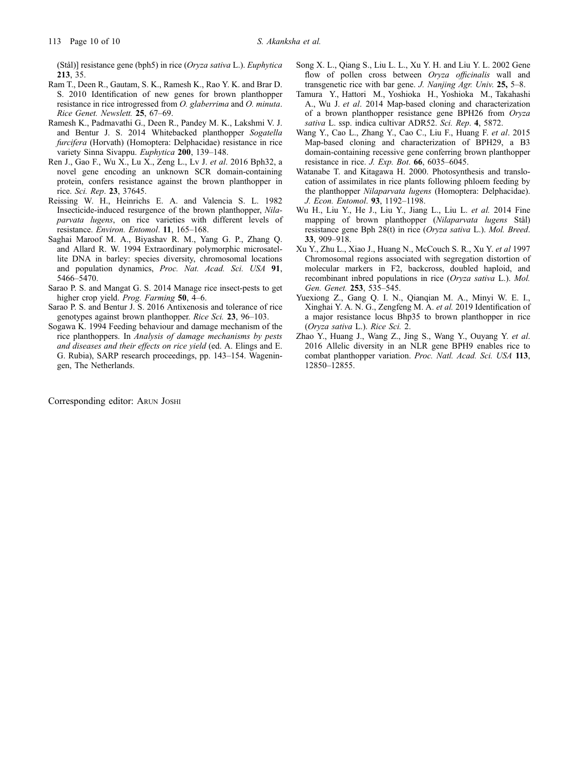(Stål)] resistance gene (bph5) in rice (*Oryza sativa* L.). *Euphytica* **213**, 35.

Ram T., Deen R., Gautam, S. K., Ramesh K., Rao Y. K. and Brar D. S. 2010 Identification of new genes for brown planthopper resistance in rice introgressed from *O. glaberrima* and *O. minuta*. *Rice Genet. Newslett.* **25**, 67–69.

Ramesh K., Padmavathi G., Deen R., Pandey M. K., Lakshmi V. J. and Bentur J. S. 2014 Whitebacked planthopper *Sogatella furcifera* (Horvath) (Homoptera: Delphacidae) resistance in rice variety Sinna Sivappu. *Euphytica* **200**, 139–148.

Ren J., Gao F., Wu X., Lu X., Zeng L., Lv J. *et al*. 2016 Bph32, a novel gene encoding an unknown SCR domain-containing protein, confers resistance against the brown planthopper in rice. *Sci. Rep*. **23**, 37645.

Reissing W. H., Heinrichs E. A. and Valencia S. L. 1982 Insecticide-induced resurgence of the brown planthopper, *Nilaparvata lugens*, on rice varieties with different levels of resistance. *Environ. Entomol*. **11**, 165–168.

Saghai Maroof M. A., Biyashav R. M., Yang G. P., Zhang Q. and Allard R. W. 1994 Extraordinary polymorphic microsatellite DNA in barley: species diversity, chromosomal locations and population dynamics, *Proc. Nat. Acad. Sci. USA* **91**, 5466–5470.

Sarao P. S. and Mangat G. S. 2014 Manage rice insect-pests to get higher crop yield. *Prog. Farming* **50**, 4–6.

Sarao P. S. and Bentur J. S. 2016 Antixenosis and tolerance of rice genotypes against brown planthopper. *Rice Sci.* **23**, 96–103.

Sogawa K. 1994 Feeding behaviour and damage mechanism of the rice planthoppers. In *Analysis of damage mechanisms by pests and diseases and their effects on rice yield* (ed. A. Elings and E. G. Rubia), SARP research proceedings, pp. 143–154. Wageningen, The Netherlands.

Song X. L., Qiang S., Liu L. L., Xu Y. H. and Liu Y. L. 2002 Gene flow of pollen cross between *Oryza officinalis* wall and transgenetic rice with bar gene. *J. Nanjing Agr. Univ.* **25,** 5–8.

Tamura Y., Hattori M., Yoshioka H., Yoshioka M., Takahashi A., Wu J. *et al*. 2014 Map-based cloning and characterization of a brown planthopper resistance gene BPH26 from *Oryza sativa* L. ssp. indica cultivar ADR52. *Sci. Rep*. **4**, 5872.

Wang Y., Cao L., Zhang Y., Cao C., Liu F., Huang F. *et al*. 2015 Map-based cloning and characterization of BPH29, a B3 domain-containing recessive gene conferring brown planthopper resistance in rice. *J. Exp. Bot*. **66**, 6035–6045.

Watanabe T. and Kitagawa H. 2000. Photosynthesis and translocation of assimilates in rice plants following phloem feeding by the planthopper *Nilaparvata lugens* (Homoptera: Delphacidae). *J. Econ. Entomol*. **93**, 1192–1198.

Wu H., Liu Y., He J., Liu Y., Jiang L., Liu L. *et al.* 2014 Fine mapping of brown planthopper (*Nilaparvata lugens* Stål) resistance gene Bph 28(t) in rice (*Oryza sativa* L.). *Mol. Breed*. **33**, 909–918.

Xu Y., Zhu L., Xiao J., Huang N., McCouch S. R., Xu Y. *et al* 1997 Chromosomal regions associated with segregation distortion of molecular markers in F2, backcross, doubled haploid, and recombinant inbred populations in rice (*Oryza sativa* L.). *Mol. Gen. Genet.* **253**, 535–545.

Yuexiong Z., Gang Q. I. N., Qianqian M. A., Minyi W. E. I., Xinghai Y. A. N. G., Zengfeng M. A. *et al.* 2019 Identification of a major resistance locus Bhp35 to brown planthopper in rice (*Oryza sativa* L.). *Rice Sci.* 2.

Zhao Y., Huang J., Wang Z., Jing S., Wang Y., Ouyang Y. *et al*. 2016 Allelic diversity in an NLR gene BPH9 enables rice to combat planthopper variation. *Proc. Natl. Acad. Sci. USA* **113**, 12850–12855.

Corresponding editor: Arun Joshi